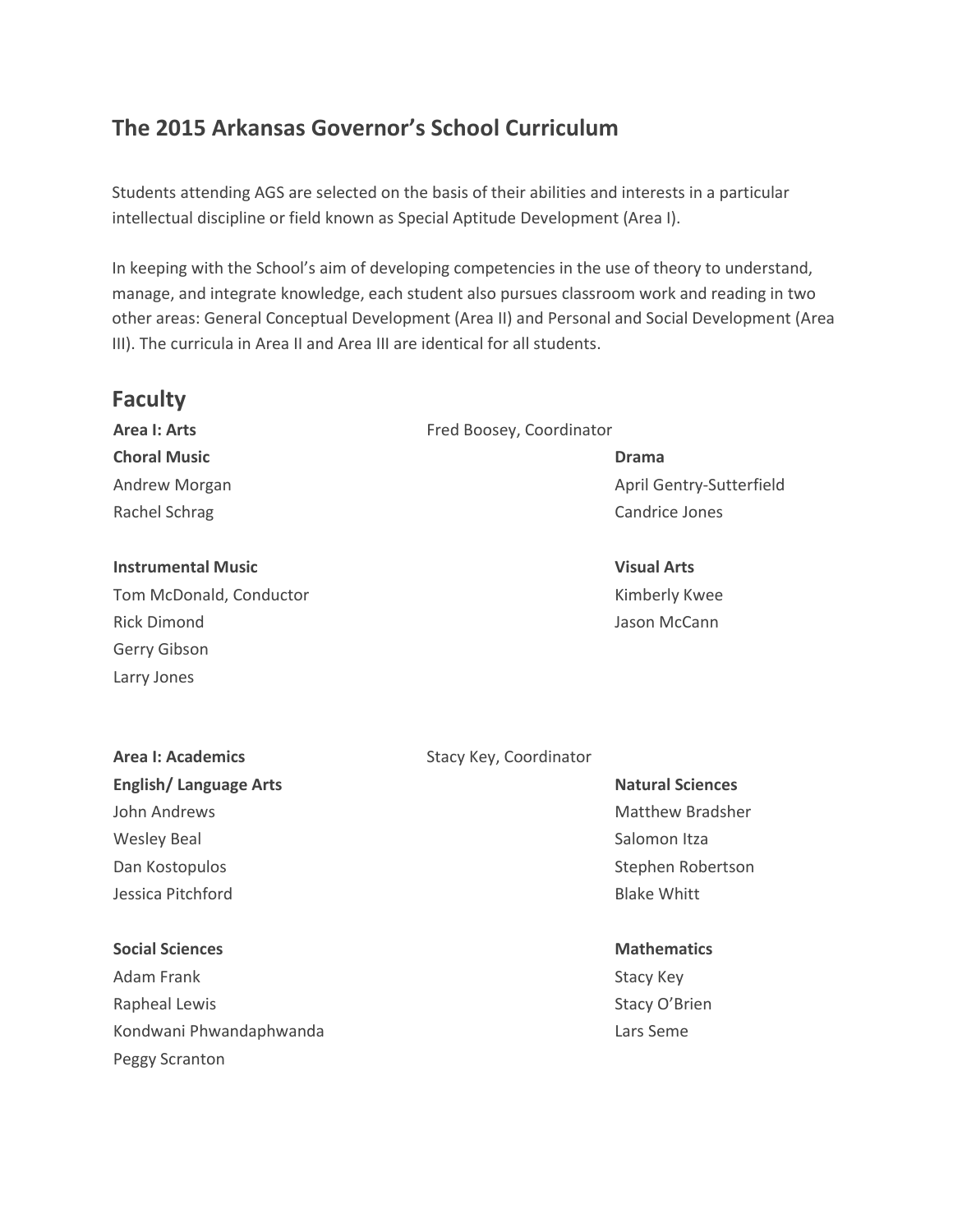## The 2015 Arkansas Governor's School Curriculum

Students attending AGS are selected on the basis of their abilities and interests in a particular intellectual discipline or field known as Special Aptitude Development (Area I).

In keeping with the School's aim of developing competencies in the use of theory to understand, manage, and integrate knowledge, each student also pursues classroom work and reading in two other areas: General Conceptual Development (Area II) and Personal and Social Development (Area III). The curricula in Area II and Area III are identical for all students.

## Faculty

**Area I: Arts** — Fred Boosey, Coordinator

**Choral Music**
Andrew Morgan
Rachel Schrag

**Drama**
April Gentry-Sutterfield
Candrice Jones

**Instrumental Music**
Tom McDonald, Conductor
Rick Dimond
Gerry Gibson
Larry Jones

**Visual Arts**
Kimberly Kwee
Jason McCann

**Area I: Academics** — Stacy Key, Coordinator

**English/ Language Arts**
John Andrews
Wesley Beal
Dan Kostopulos
Jessica Pitchford

**Natural Sciences**
Matthew Bradsher
Salomon Itza
Stephen Robertson
Blake Whitt

**Social Sciences**
Adam Frank
Rapheal Lewis
Kondwani Phwandaphwanda
Peggy Scranton

**Mathematics**
Stacy Key
Stacy O'Brien
Lars Seme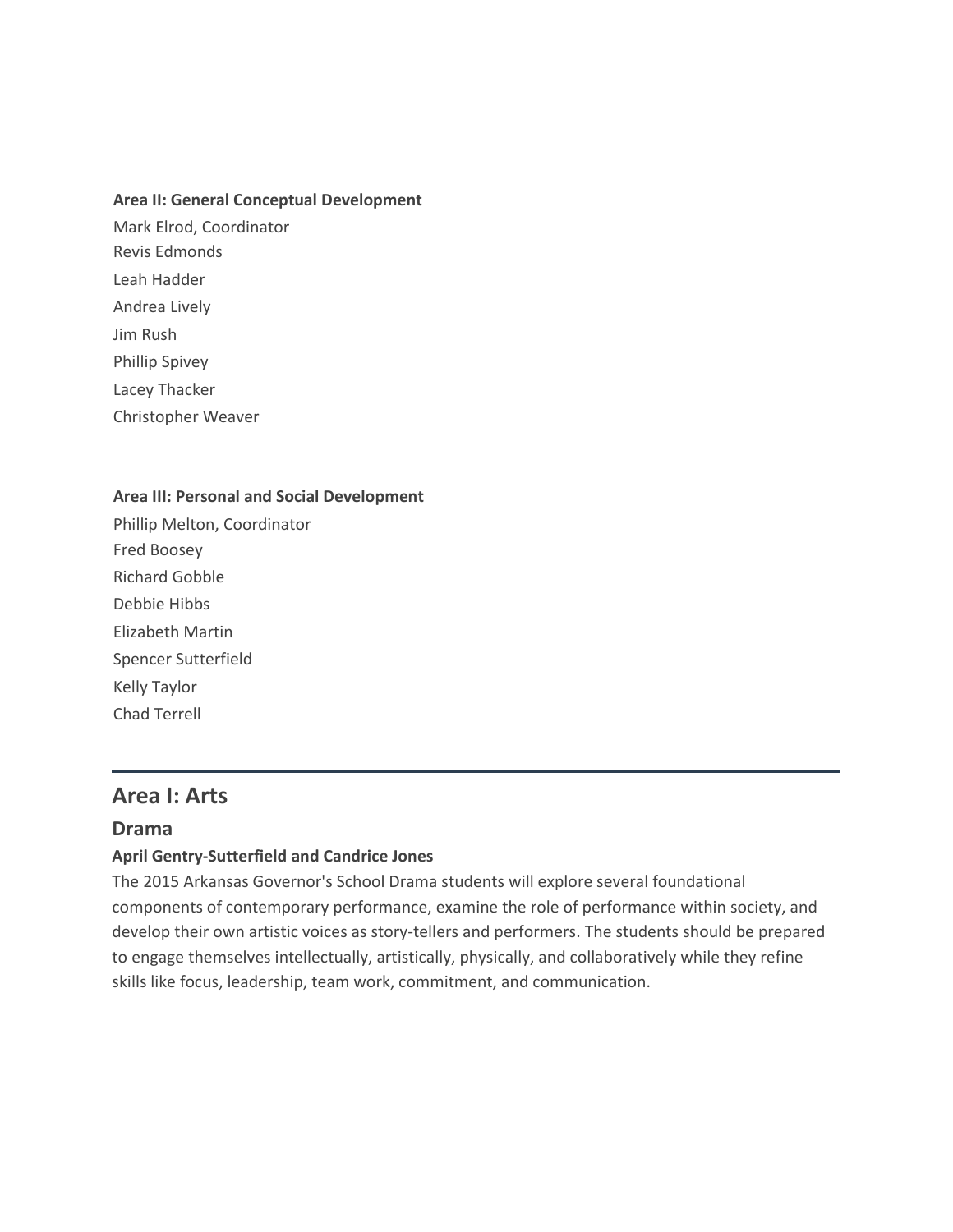**Area II: General Conceptual Development**

Mark Elrod, Coordinator
Revis Edmonds
Leah Hadder
Andrea Lively
Jim Rush
Phillip Spivey
Lacey Thacker
Christopher Weaver

**Area III: Personal and Social Development**

Phillip Melton, Coordinator
Fred Boosey
Richard Gobble
Debbie Hibbs
Elizabeth Martin
Spencer Sutterfield
Kelly Taylor
Chad Terrell

---

## Area I: Arts

### Drama

**April Gentry-Sutterfield and Candrice Jones**

The 2015 Arkansas Governor's School Drama students will explore several foundational components of contemporary performance, examine the role of performance within society, and develop their own artistic voices as story-tellers and performers. The students should be prepared to engage themselves intellectually, artistically, physically, and collaboratively while they refine skills like focus, leadership, team work, commitment, and communication.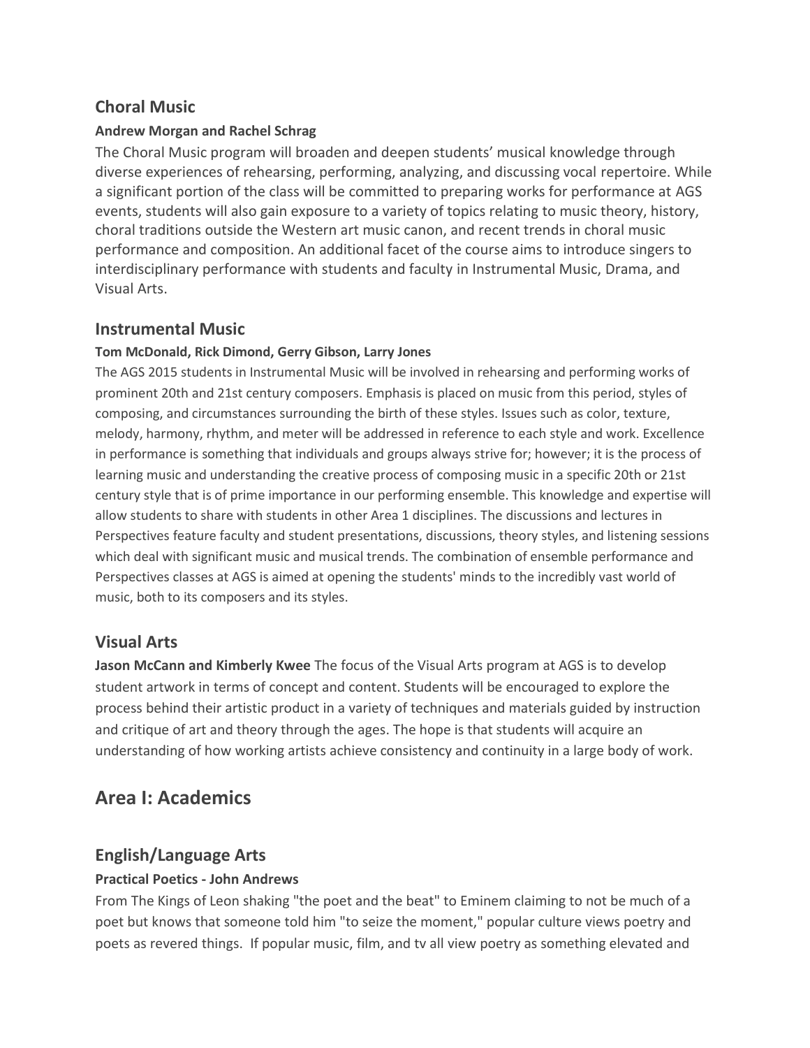## Choral Music

**Andrew Morgan and Rachel Schrag**

The Choral Music program will broaden and deepen students' musical knowledge through diverse experiences of rehearsing, performing, analyzing, and discussing vocal repertoire. While a significant portion of the class will be committed to preparing works for performance at AGS events, students will also gain exposure to a variety of topics relating to music theory, history, choral traditions outside the Western art music canon, and recent trends in choral music performance and composition. An additional facet of the course aims to introduce singers to interdisciplinary performance with students and faculty in Instrumental Music, Drama, and Visual Arts.

## Instrumental Music

**Tom McDonald, Rick Dimond, Gerry Gibson, Larry Jones**

The AGS 2015 students in Instrumental Music will be involved in rehearsing and performing works of prominent 20th and 21st century composers. Emphasis is placed on music from this period, styles of composing, and circumstances surrounding the birth of these styles. Issues such as color, texture, melody, harmony, rhythm, and meter will be addressed in reference to each style and work. Excellence in performance is something that individuals and groups always strive for; however; it is the process of learning music and understanding the creative process of composing music in a specific 20th or 21st century style that is of prime importance in our performing ensemble. This knowledge and expertise will allow students to share with students in other Area 1 disciplines. The discussions and lectures in Perspectives feature faculty and student presentations, discussions, theory styles, and listening sessions which deal with significant music and musical trends. The combination of ensemble performance and Perspectives classes at AGS is aimed at opening the students' minds to the incredibly vast world of music, both to its composers and its styles.

## Visual Arts

**Jason McCann and Kimberly Kwee** The focus of the Visual Arts program at AGS is to develop student artwork in terms of concept and content. Students will be encouraged to explore the process behind their artistic product in a variety of techniques and materials guided by instruction and critique of art and theory through the ages. The hope is that students will acquire an understanding of how working artists achieve consistency and continuity in a large body of work.

# Area I: Academics

## English/Language Arts

**Practical Poetics - John Andrews**

From The Kings of Leon shaking "the poet and the beat" to Eminem claiming to not be much of a poet but knows that someone told him "to seize the moment," popular culture views poetry and poets as revered things. If popular music, film, and tv all view poetry as something elevated and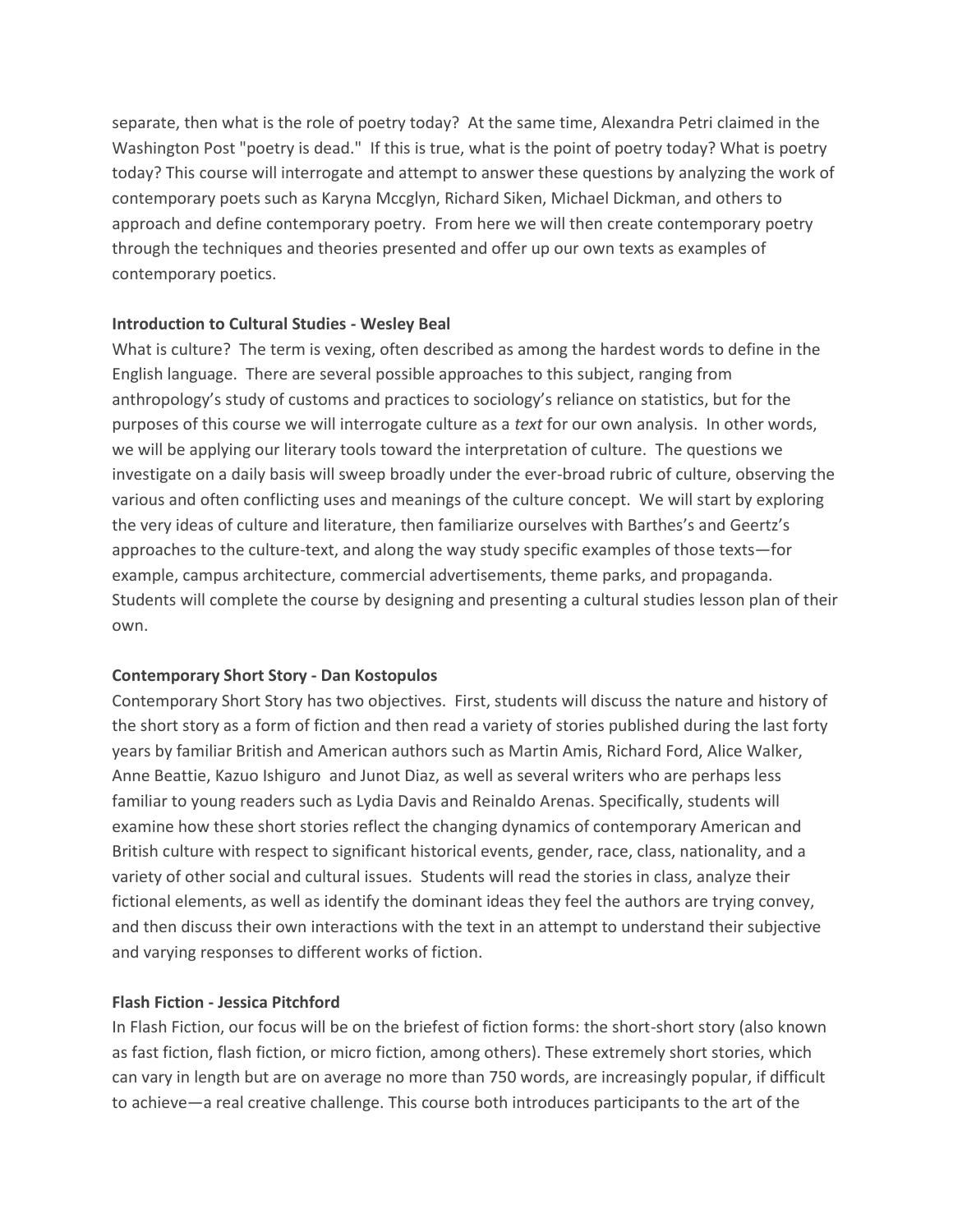separate, then what is the role of poetry today? At the same time, Alexandra Petri claimed in the Washington Post "poetry is dead." If this is true, what is the point of poetry today? What is poetry today? This course will interrogate and attempt to answer these questions by analyzing the work of contemporary poets such as Karyna Mccglyn, Richard Siken, Michael Dickman, and others to approach and define contemporary poetry. From here we will then create contemporary poetry through the techniques and theories presented and offer up our own texts as examples of contemporary poetics.

**Introduction to Cultural Studies - Wesley Beal**

What is culture? The term is vexing, often described as among the hardest words to define in the English language. There are several possible approaches to this subject, ranging from anthropology's study of customs and practices to sociology's reliance on statistics, but for the purposes of this course we will interrogate culture as a *text* for our own analysis. In other words, we will be applying our literary tools toward the interpretation of culture. The questions we investigate on a daily basis will sweep broadly under the ever-broad rubric of culture, observing the various and often conflicting uses and meanings of the culture concept. We will start by exploring the very ideas of culture and literature, then familiarize ourselves with Barthes's and Geertz's approaches to the culture-text, and along the way study specific examples of those texts—for example, campus architecture, commercial advertisements, theme parks, and propaganda. Students will complete the course by designing and presenting a cultural studies lesson plan of their own.

**Contemporary Short Story - Dan Kostopulos**

Contemporary Short Story has two objectives. First, students will discuss the nature and history of the short story as a form of fiction and then read a variety of stories published during the last forty years by familiar British and American authors such as Martin Amis, Richard Ford, Alice Walker, Anne Beattie, Kazuo Ishiguro and Junot Diaz, as well as several writers who are perhaps less familiar to young readers such as Lydia Davis and Reinaldo Arenas. Specifically, students will examine how these short stories reflect the changing dynamics of contemporary American and British culture with respect to significant historical events, gender, race, class, nationality, and a variety of other social and cultural issues. Students will read the stories in class, analyze their fictional elements, as well as identify the dominant ideas they feel the authors are trying convey, and then discuss their own interactions with the text in an attempt to understand their subjective and varying responses to different works of fiction.

**Flash Fiction - Jessica Pitchford**

In Flash Fiction, our focus will be on the briefest of fiction forms: the short-short story (also known as fast fiction, flash fiction, or micro fiction, among others). These extremely short stories, which can vary in length but are on average no more than 750 words, are increasingly popular, if difficult to achieve—a real creative challenge. This course both introduces participants to the art of the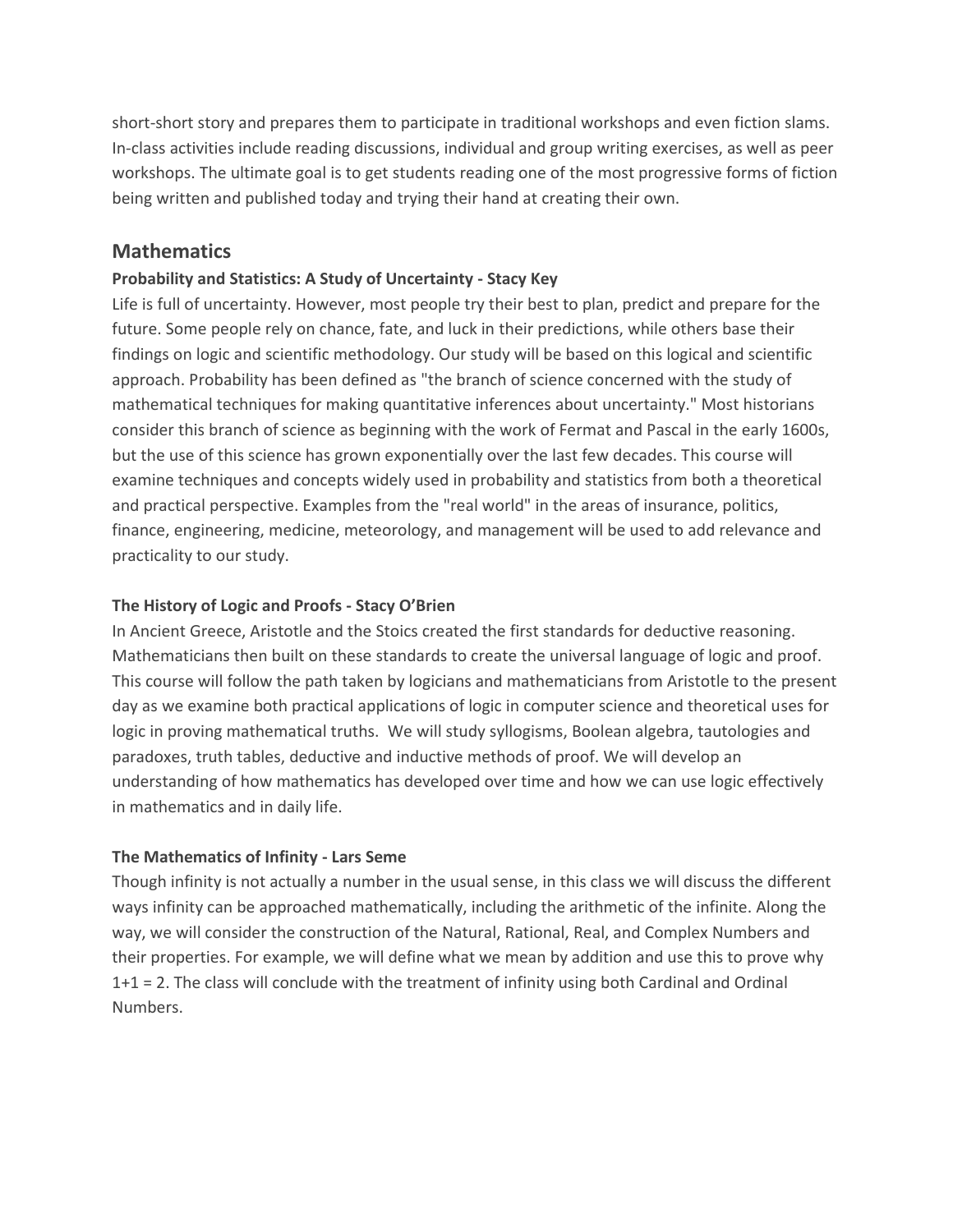short-short story and prepares them to participate in traditional workshops and even fiction slams. In-class activities include reading discussions, individual and group writing exercises, as well as peer workshops. The ultimate goal is to get students reading one of the most progressive forms of fiction being written and published today and trying their hand at creating their own.

## Mathematics

**Probability and Statistics: A Study of Uncertainty - Stacy Key**

Life is full of uncertainty. However, most people try their best to plan, predict and prepare for the future. Some people rely on chance, fate, and luck in their predictions, while others base their findings on logic and scientific methodology. Our study will be based on this logical and scientific approach. Probability has been defined as "the branch of science concerned with the study of mathematical techniques for making quantitative inferences about uncertainty." Most historians consider this branch of science as beginning with the work of Fermat and Pascal in the early 1600s, but the use of this science has grown exponentially over the last few decades. This course will examine techniques and concepts widely used in probability and statistics from both a theoretical and practical perspective. Examples from the "real world" in the areas of insurance, politics, finance, engineering, medicine, meteorology, and management will be used to add relevance and practicality to our study.

**The History of Logic and Proofs - Stacy O'Brien**

In Ancient Greece, Aristotle and the Stoics created the first standards for deductive reasoning. Mathematicians then built on these standards to create the universal language of logic and proof. This course will follow the path taken by logicians and mathematicians from Aristotle to the present day as we examine both practical applications of logic in computer science and theoretical uses for logic in proving mathematical truths. We will study syllogisms, Boolean algebra, tautologies and paradoxes, truth tables, deductive and inductive methods of proof. We will develop an understanding of how mathematics has developed over time and how we can use logic effectively in mathematics and in daily life.

**The Mathematics of Infinity - Lars Seme**

Though infinity is not actually a number in the usual sense, in this class we will discuss the different ways infinity can be approached mathematically, including the arithmetic of the infinite. Along the way, we will consider the construction of the Natural, Rational, Real, and Complex Numbers and their properties. For example, we will define what we mean by addition and use this to prove why $1+1 = 2$. The class will conclude with the treatment of infinity using both Cardinal and Ordinal Numbers.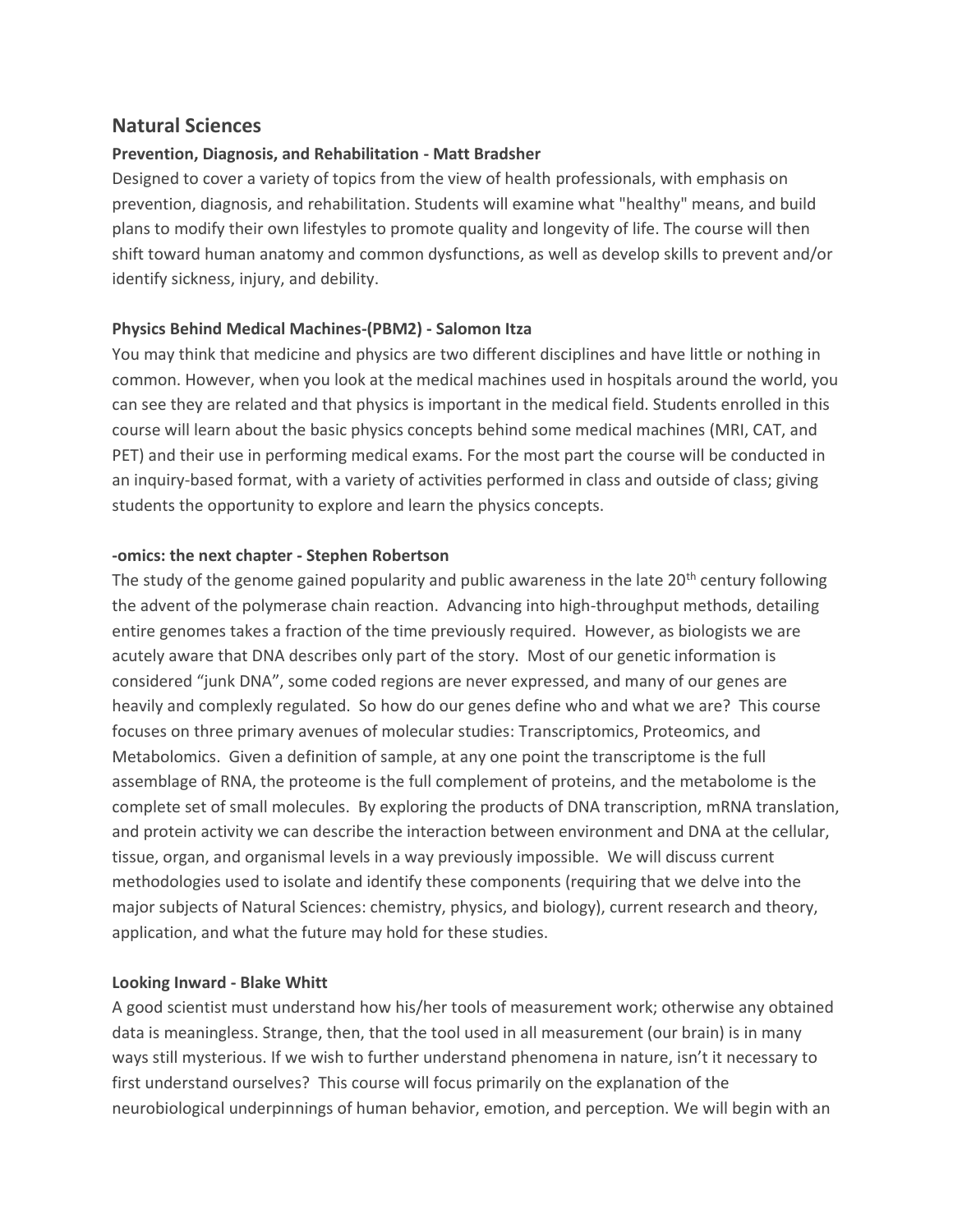## Natural Sciences

### Prevention, Diagnosis, and Rehabilitation - Matt Bradsher

Designed to cover a variety of topics from the view of health professionals, with emphasis on prevention, diagnosis, and rehabilitation. Students will examine what "healthy" means, and build plans to modify their own lifestyles to promote quality and longevity of life. The course will then shift toward human anatomy and common dysfunctions, as well as develop skills to prevent and/or identify sickness, injury, and debility.

### Physics Behind Medical Machines-(PBM2) - Salomon Itza

You may think that medicine and physics are two different disciplines and have little or nothing in common. However, when you look at the medical machines used in hospitals around the world, you can see they are related and that physics is important in the medical field. Students enrolled in this course will learn about the basic physics concepts behind some medical machines (MRI, CAT, and PET) and their use in performing medical exams. For the most part the course will be conducted in an inquiry-based format, with a variety of activities performed in class and outside of class; giving students the opportunity to explore and learn the physics concepts.

### -omics: the next chapter - Stephen Robertson

The study of the genome gained popularity and public awareness in the late 20th century following the advent of the polymerase chain reaction. Advancing into high-throughput methods, detailing entire genomes takes a fraction of the time previously required. However, as biologists we are acutely aware that DNA describes only part of the story. Most of our genetic information is considered "junk DNA", some coded regions are never expressed, and many of our genes are heavily and complexly regulated. So how do our genes define who and what we are? This course focuses on three primary avenues of molecular studies: Transcriptomics, Proteomics, and Metabolomics. Given a definition of sample, at any one point the transcriptome is the full assemblage of RNA, the proteome is the full complement of proteins, and the metabolome is the complete set of small molecules. By exploring the products of DNA transcription, mRNA translation, and protein activity we can describe the interaction between environment and DNA at the cellular, tissue, organ, and organismal levels in a way previously impossible. We will discuss current methodologies used to isolate and identify these components (requiring that we delve into the major subjects of Natural Sciences: chemistry, physics, and biology), current research and theory, application, and what the future may hold for these studies.

### Looking Inward - Blake Whitt

A good scientist must understand how his/her tools of measurement work; otherwise any obtained data is meaningless. Strange, then, that the tool used in all measurement (our brain) is in many ways still mysterious. If we wish to further understand phenomena in nature, isn't it necessary to first understand ourselves? This course will focus primarily on the explanation of the neurobiological underpinnings of human behavior, emotion, and perception. We will begin with an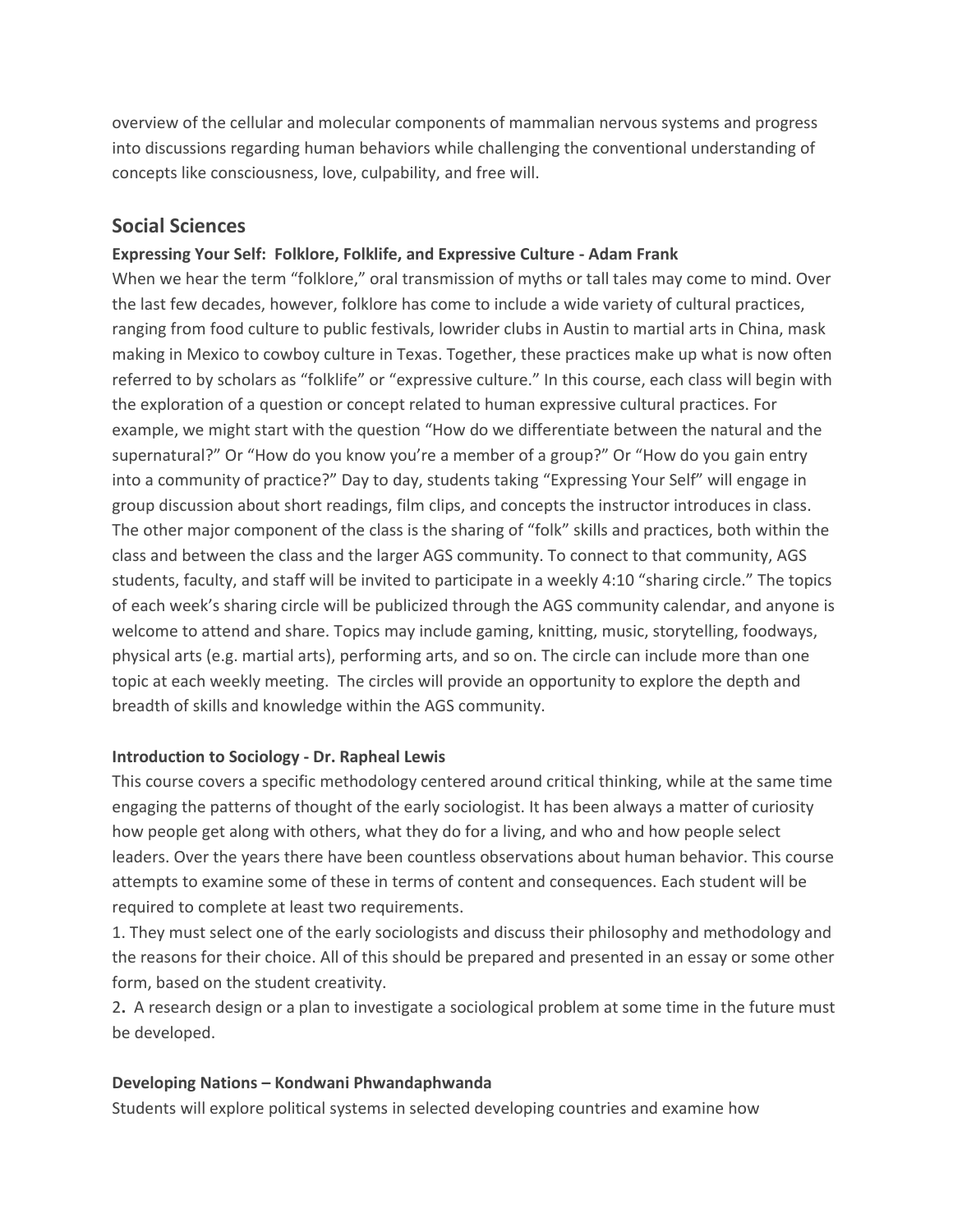overview of the cellular and molecular components of mammalian nervous systems and progress into discussions regarding human behaviors while challenging the conventional understanding of concepts like consciousness, love, culpability, and free will.

## Social Sciences

**Expressing Your Self: Folklore, Folklife, and Expressive Culture - Adam Frank**

When we hear the term "folklore," oral transmission of myths or tall tales may come to mind. Over the last few decades, however, folklore has come to include a wide variety of cultural practices, ranging from food culture to public festivals, lowrider clubs in Austin to martial arts in China, mask making in Mexico to cowboy culture in Texas. Together, these practices make up what is now often referred to by scholars as "folklife" or "expressive culture." In this course, each class will begin with the exploration of a question or concept related to human expressive cultural practices. For example, we might start with the question "How do we differentiate between the natural and the supernatural?" Or "How do you know you're a member of a group?" Or "How do you gain entry into a community of practice?" Day to day, students taking "Expressing Your Self" will engage in group discussion about short readings, film clips, and concepts the instructor introduces in class. The other major component of the class is the sharing of "folk" skills and practices, both within the class and between the class and the larger AGS community. To connect to that community, AGS students, faculty, and staff will be invited to participate in a weekly 4:10 "sharing circle." The topics of each week's sharing circle will be publicized through the AGS community calendar, and anyone is welcome to attend and share. Topics may include gaming, knitting, music, storytelling, foodways, physical arts (e.g. martial arts), performing arts, and so on. The circle can include more than one topic at each weekly meeting. The circles will provide an opportunity to explore the depth and breadth of skills and knowledge within the AGS community.

**Introduction to Sociology - Dr. Rapheal Lewis**

This course covers a specific methodology centered around critical thinking, while at the same time engaging the patterns of thought of the early sociologist. It has been always a matter of curiosity how people get along with others, what they do for a living, and who and how people select leaders. Over the years there have been countless observations about human behavior. This course attempts to examine some of these in terms of content and consequences. Each student will be required to complete at least two requirements.

1. They must select one of the early sociologists and discuss their philosophy and methodology and the reasons for their choice. All of this should be prepared and presented in an essay or some other form, based on the student creativity.
2. A research design or a plan to investigate a sociological problem at some time in the future must be developed.

**Developing Nations – Kondwani Phwandaphwanda**

Students will explore political systems in selected developing countries and examine how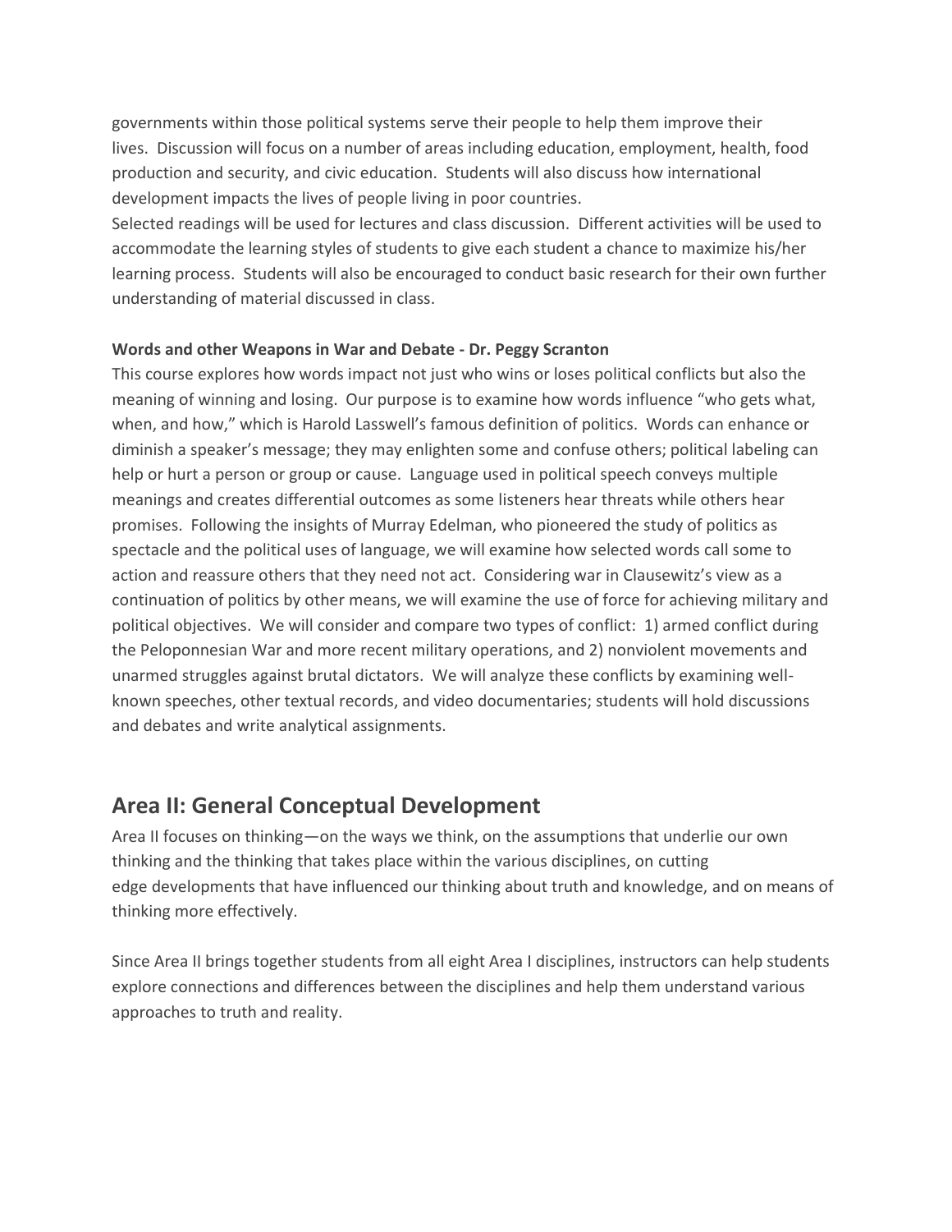governments within those political systems serve their people to help them improve their lives. Discussion will focus on a number of areas including education, employment, health, food production and security, and civic education. Students will also discuss how international development impacts the lives of people living in poor countries.
Selected readings will be used for lectures and class discussion. Different activities will be used to accommodate the learning styles of students to give each student a chance to maximize his/her learning process. Students will also be encouraged to conduct basic research for their own further understanding of material discussed in class.

**Words and other Weapons in War and Debate - Dr. Peggy Scranton**

This course explores how words impact not just who wins or loses political conflicts but also the meaning of winning and losing. Our purpose is to examine how words influence "who gets what, when, and how," which is Harold Lasswell's famous definition of politics. Words can enhance or diminish a speaker's message; they may enlighten some and confuse others; political labeling can help or hurt a person or group or cause. Language used in political speech conveys multiple meanings and creates differential outcomes as some listeners hear threats while others hear promises. Following the insights of Murray Edelman, who pioneered the study of politics as spectacle and the political uses of language, we will examine how selected words call some to action and reassure others that they need not act. Considering war in Clausewitz's view as a continuation of politics by other means, we will examine the use of force for achieving military and political objectives. We will consider and compare two types of conflict: 1) armed conflict during the Peloponnesian War and more recent military operations, and 2) nonviolent movements and unarmed struggles against brutal dictators. We will analyze these conflicts by examining well-known speeches, other textual records, and video documentaries; students will hold discussions and debates and write analytical assignments.

## Area II: General Conceptual Development

Area II focuses on thinking—on the ways we think, on the assumptions that underlie our own thinking and the thinking that takes place within the various disciplines, on cutting edge developments that have influenced our thinking about truth and knowledge, and on means of thinking more effectively.

Since Area II brings together students from all eight Area I disciplines, instructors can help students explore connections and differences between the disciplines and help them understand various approaches to truth and reality.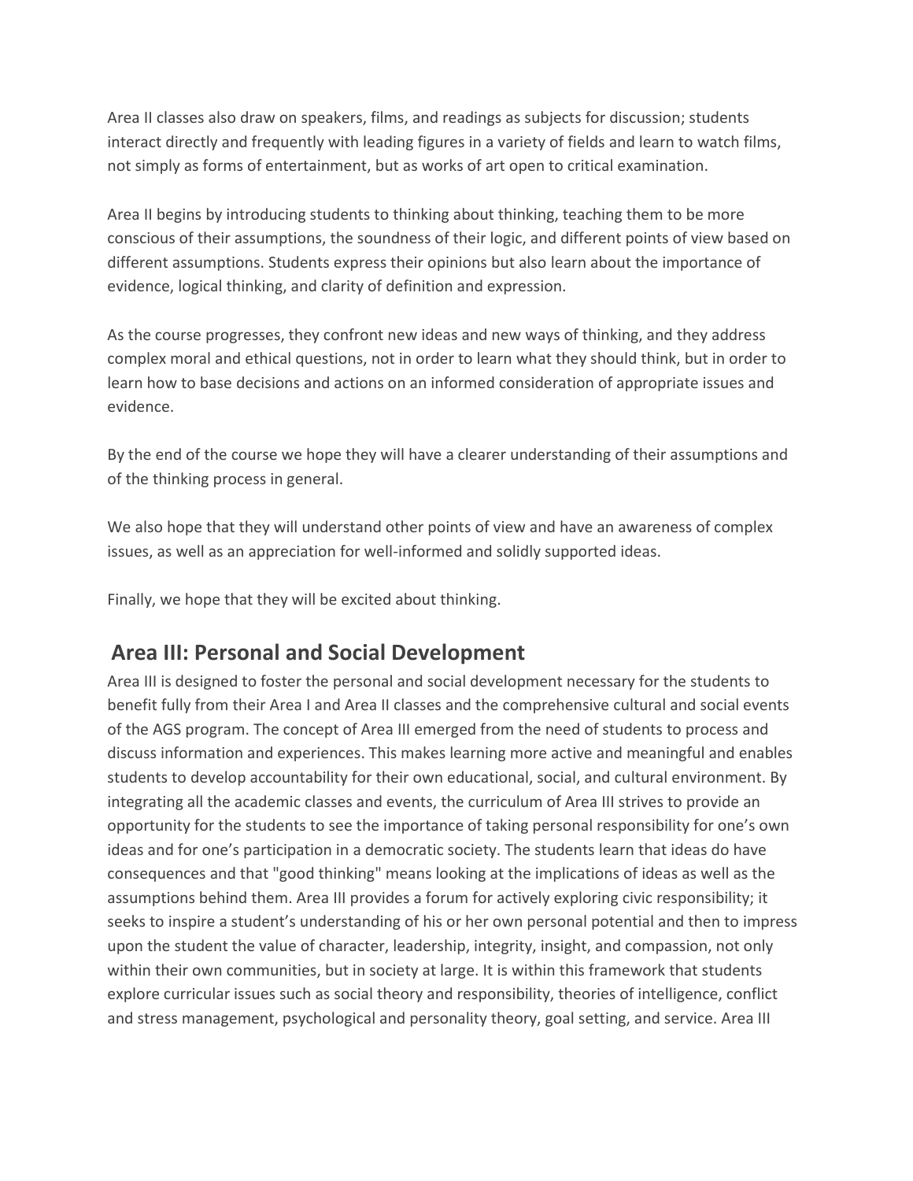Area II classes also draw on speakers, films, and readings as subjects for discussion; students interact directly and frequently with leading figures in a variety of fields and learn to watch films, not simply as forms of entertainment, but as works of art open to critical examination.

Area II begins by introducing students to thinking about thinking, teaching them to be more conscious of their assumptions, the soundness of their logic, and different points of view based on different assumptions. Students express their opinions but also learn about the importance of evidence, logical thinking, and clarity of definition and expression.

As the course progresses, they confront new ideas and new ways of thinking, and they address complex moral and ethical questions, not in order to learn what they should think, but in order to learn how to base decisions and actions on an informed consideration of appropriate issues and evidence.

By the end of the course we hope they will have a clearer understanding of their assumptions and of the thinking process in general.

We also hope that they will understand other points of view and have an awareness of complex issues, as well as an appreciation for well-informed and solidly supported ideas.

Finally, we hope that they will be excited about thinking.

## Area III: Personal and Social Development

Area III is designed to foster the personal and social development necessary for the students to benefit fully from their Area I and Area II classes and the comprehensive cultural and social events of the AGS program. The concept of Area III emerged from the need of students to process and discuss information and experiences. This makes learning more active and meaningful and enables students to develop accountability for their own educational, social, and cultural environment. By integrating all the academic classes and events, the curriculum of Area III strives to provide an opportunity for the students to see the importance of taking personal responsibility for one's own ideas and for one's participation in a democratic society. The students learn that ideas do have consequences and that "good thinking" means looking at the implications of ideas as well as the assumptions behind them. Area III provides a forum for actively exploring civic responsibility; it seeks to inspire a student's understanding of his or her own personal potential and then to impress upon the student the value of character, leadership, integrity, insight, and compassion, not only within their own communities, but in society at large. It is within this framework that students explore curricular issues such as social theory and responsibility, theories of intelligence, conflict and stress management, psychological and personality theory, goal setting, and service. Area III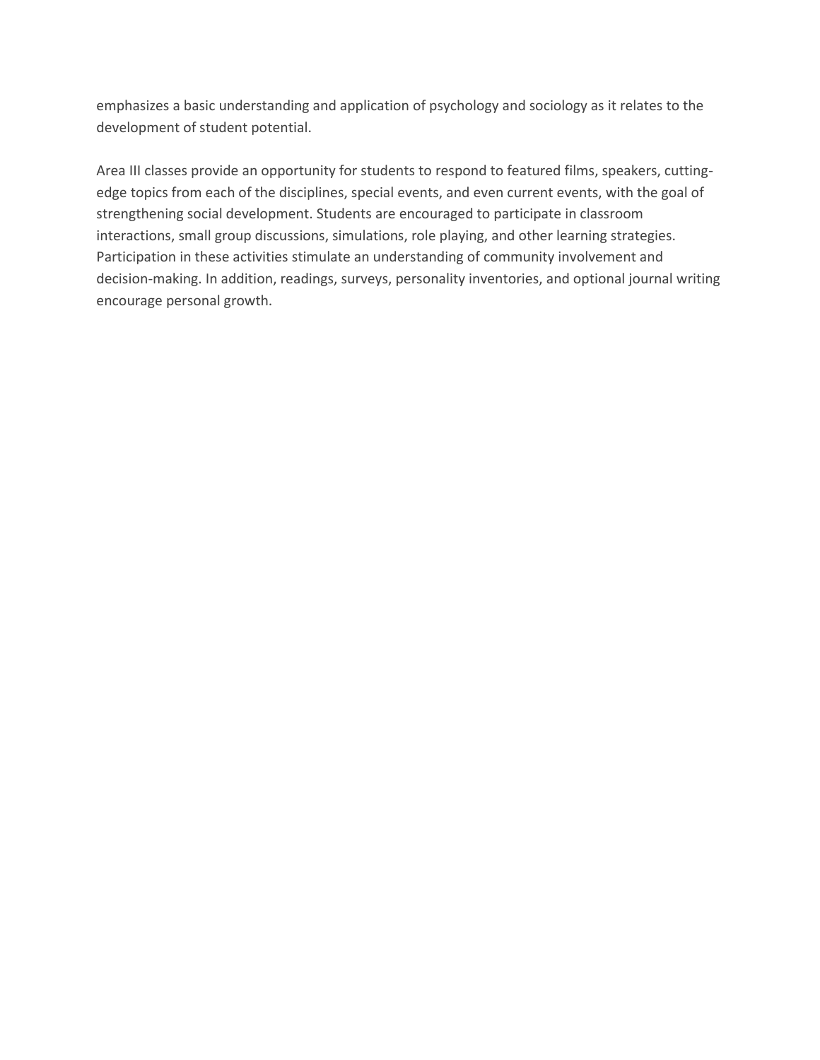emphasizes a basic understanding and application of psychology and sociology as it relates to the development of student potential.

Area III classes provide an opportunity for students to respond to featured films, speakers, cutting-edge topics from each of the disciplines, special events, and even current events, with the goal of strengthening social development. Students are encouraged to participate in classroom interactions, small group discussions, simulations, role playing, and other learning strategies. Participation in these activities stimulate an understanding of community involvement and decision-making. In addition, readings, surveys, personality inventories, and optional journal writing encourage personal growth.